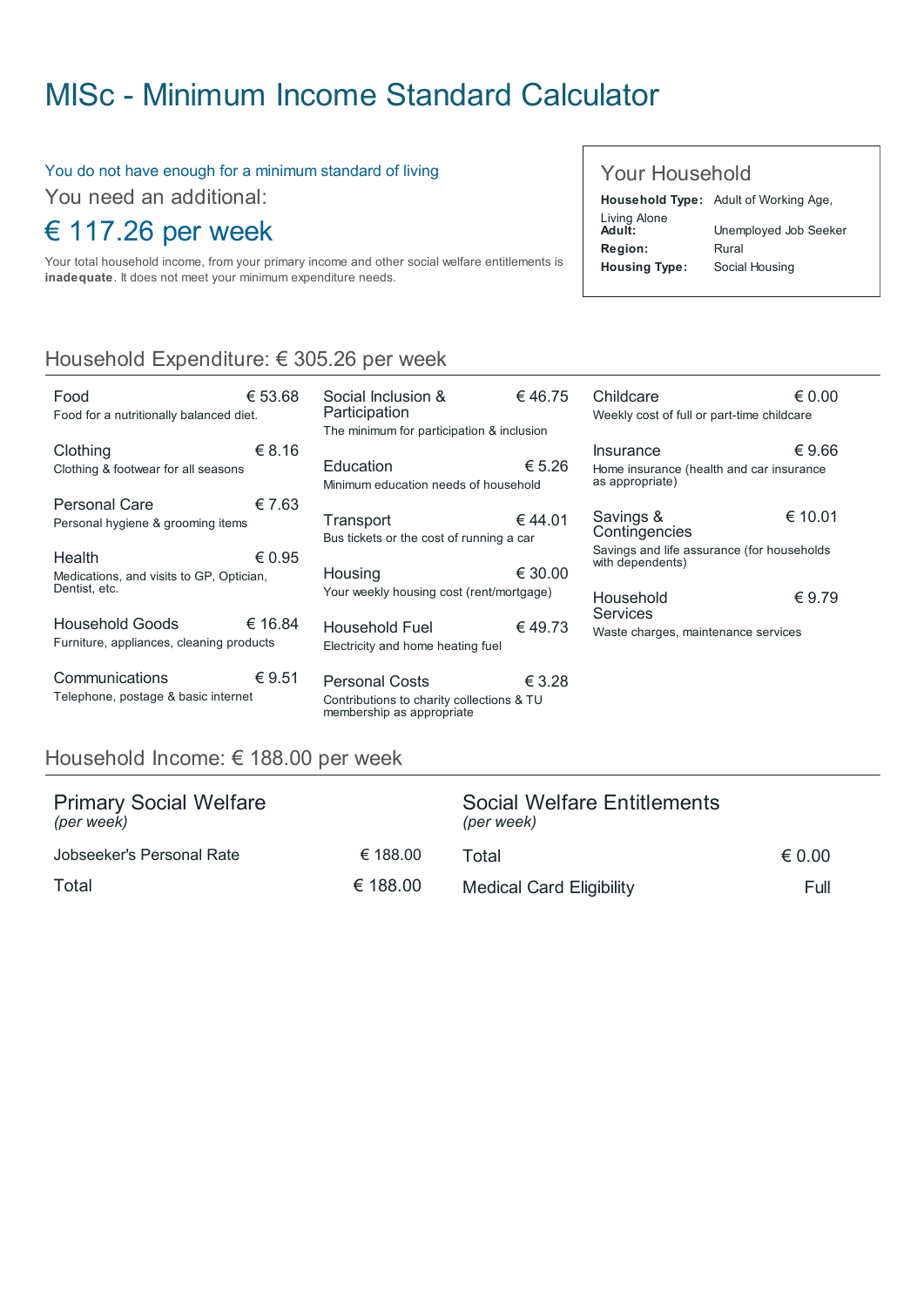# MISc - Minimum Income Standard Calculator

You do not have enough for a minimum standard of living

You need an additional:

## € 117.26 per week

Your total household income, from your primary income and other social welfare entitlements is **inadequate**. It does not meet your minimum expenditure needs.

### Your Household

| | |
|---|---|
| **Household Type:** | Adult of Working Age, Living Alone |
| **Adult:** | Unemployed Job Seeker |
| **Region:** | Rural |
| **Housing Type:** | Social Housing |

## Household Expenditure: € 305.26 per week

| Category | Description | Amount |
|---|---|---|
| Food | Food for a nutritionally balanced diet. | € 53.68 |
| Clothing | Clothing & footwear for all seasons | € 8.16 |
| Personal Care | Personal hygiene & grooming items | € 7.63 |
| Health | Medications, and visits to GP, Optician, Dentist, etc. | € 0.95 |
| Household Goods | Furniture, appliances, cleaning products | € 16.84 |
| Communications | Telephone, postage & basic internet | € 9.51 |
| Social Inclusion & Participation | The minimum for participation & inclusion | € 46.75 |
| Education | Minimum education needs of household | € 5.26 |
| Transport | Bus tickets or the cost of running a car | € 44.01 |
| Housing | Your weekly housing cost (rent/mortgage) | € 30.00 |
| Household Fuel | Electricity and home heating fuel | € 49.73 |
| Personal Costs | Contributions to charity collections & TU membership as appropriate | € 3.28 |
| Childcare | Weekly cost of full or part-time childcare | € 0.00 |
| Insurance | Home insurance (health and car insurance as appropriate) | € 9.66 |
| Savings & Contingencies | Savings and life assurance (for households with dependents) | € 10.01 |
| Household Services | Waste charges, maintenance services | € 9.79 |

## Household Income: € 188.00 per week

### Primary Social Welfare
*(per week)*

| | |
|---|---|
| Jobseeker's Personal Rate | € 188.00 |
| Total | € 188.00 |

### Social Welfare Entitlements
*(per week)*

| | |
|---|---|
| Total | € 0.00 |
| Medical Card Eligibility | Full |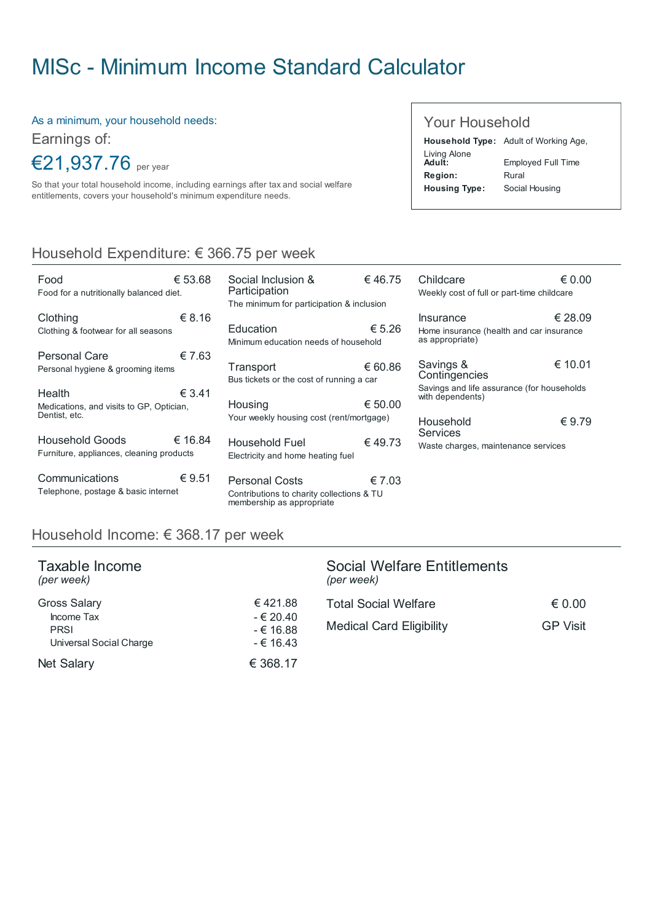# MISc - Minimum Income Standard Calculator

As a minimum, your household needs:

Earnings of:

**€21,937.76** per year

So that your total household income, including earnings after tax and social welfare entitlements, covers your household's minimum expenditure needs.

## Your Household

| | |
|---|---|
| **Household Type:** | Adult of Working Age, Living Alone |
| **Adult:** | Employed Full Time |
| **Region:** | Rural |
| **Housing Type:** | Social Housing |

## Household Expenditure: € 366.75 per week

| Category | Description | Amount |
|---|---|---|
| Food | Food for a nutritionally balanced diet. | € 53.68 |
| Clothing | Clothing & footwear for all seasons | € 8.16 |
| Personal Care | Personal hygiene & grooming items | € 7.63 |
| Health | Medications, and visits to GP, Optician, Dentist, etc. | € 3.41 |
| Household Goods | Furniture, appliances, cleaning products | € 16.84 |
| Communications | Telephone, postage & basic internet | € 9.51 |
| Social Inclusion & Participation | The minimum for participation & inclusion | € 46.75 |
| Education | Minimum education needs of household | € 5.26 |
| Transport | Bus tickets or the cost of running a car | € 60.86 |
| Housing | Your weekly housing cost (rent/mortgage) | € 50.00 |
| Household Fuel | Electricity and home heating fuel | € 49.73 |
| Personal Costs | Contributions to charity collections & TU membership as appropriate | € 7.03 |
| Childcare | Weekly cost of full or part-time childcare | € 0.00 |
| Insurance | Home insurance (health and car insurance as appropriate) | € 28.09 |
| Savings & Contingencies | Savings and life assurance (for households with dependents) | € 10.01 |
| Household Services | Waste charges, maintenance services | € 9.79 |

## Household Income: € 368.17 per week

### Taxable Income
*(per week)*

| | |
|---|---|
| Gross Salary | € 421.88 |
| Income Tax | - € 20.40 |
| PRSI | - € 16.88 |
| Universal Social Charge | - € 16.43 |
| Net Salary | € 368.17 |

### Social Welfare Entitlements
*(per week)*

| | |
|---|---|
| Total Social Welfare | € 0.00 |
| Medical Card Eligibility | GP Visit |